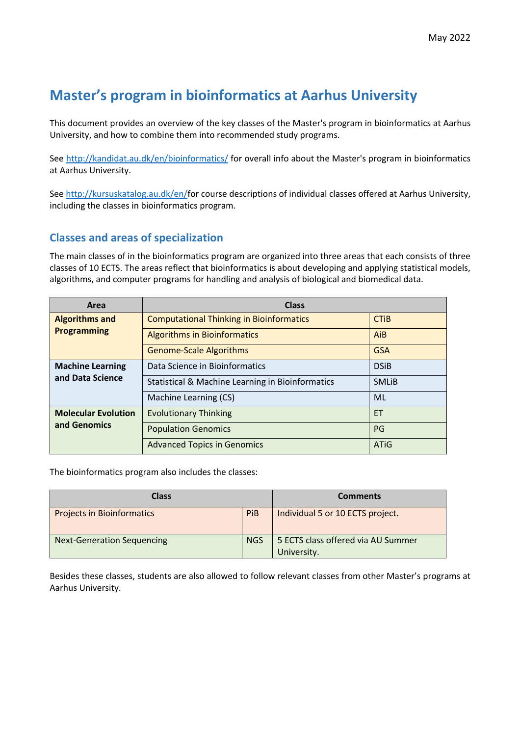May 2022

# Master's program in bioinformatics at Aarhus University

This document provides an overview of the key classes of the Master's program in bioinformatics at Aarhus University, and how to combine them into recommended study programs.

See http://kandidat.au.dk/en/bioinformatics/ for overall info about the Master's program in bioinformatics at Aarhus University.

See http://kursuskatalog.au.dk/en/for course descriptions of individual classes offered at Aarhus University, including the classes in bioinformatics program.

## Classes and areas of specialization

The main classes of in the bioinformatics program are organized into three areas that each consists of three classes of 10 ECTS. The areas reflect that bioinformatics is about developing and applying statistical models, algorithms, and computer programs for handling and analysis of biological and biomedical data.

| Area | Class | |
|---|---|---|
| **Algorithms and Programming** | Computational Thinking in Bioinformatics | CTiB |
| | Algorithms in Bioinformatics | AiB |
| | Genome-Scale Algorithms | GSA |
| **Machine Learning and Data Science** | Data Science in Bioinformatics | DSiB |
| | Statistical & Machine Learning in Bioinformatics | SMLiB |
| | Machine Learning (CS) | ML |
| **Molecular Evolution and Genomics** | Evolutionary Thinking | ET |
| | Population Genomics | PG |
| | Advanced Topics in Genomics | ATiG |

The bioinformatics program also includes the classes:

| Class | | Comments |
|---|---|---|
| Projects in Bioinformatics | PiB | Individual 5 or 10 ECTS project. |
| Next-Generation Sequencing | NGS | 5 ECTS class offered via AU Summer University. |

Besides these classes, students are also allowed to follow relevant classes from other Master's programs at Aarhus University.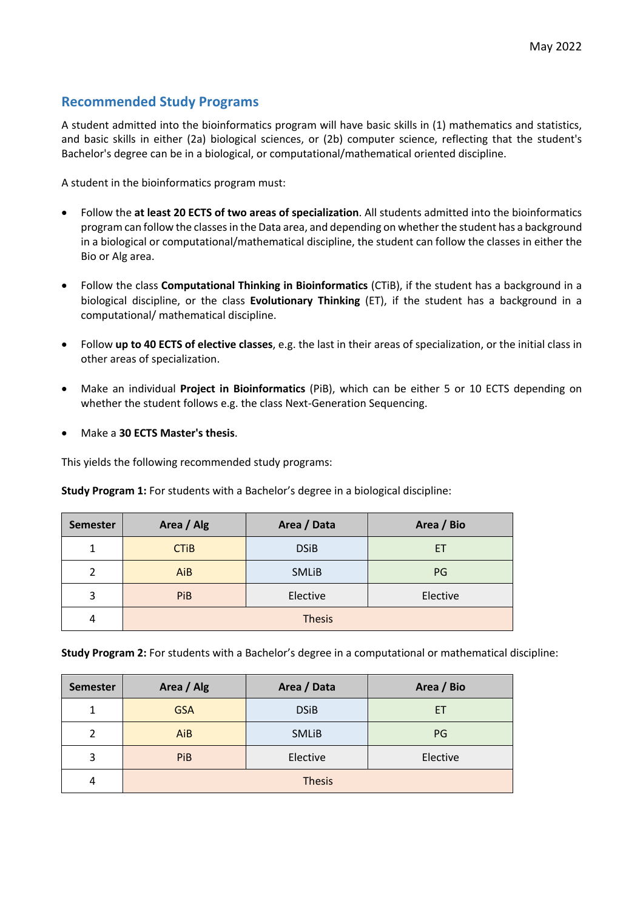May 2022

## Recommended Study Programs

A student admitted into the bioinformatics program will have basic skills in (1) mathematics and statistics, and basic skills in either (2a) biological sciences, or (2b) computer science, reflecting that the student's Bachelor's degree can be in a biological, or computational/mathematical oriented discipline.

A student in the bioinformatics program must:

- Follow the **at least 20 ECTS of two areas of specialization**. All students admitted into the bioinformatics program can follow the classes in the Data area, and depending on whether the student has a background in a biological or computational/mathematical discipline, the student can follow the classes in either the Bio or Alg area.
- Follow the class **Computational Thinking in Bioinformatics** (CTiB), if the student has a background in a biological discipline, or the class **Evolutionary Thinking** (ET), if the student has a background in a computational/ mathematical discipline.
- Follow **up to 40 ECTS of elective classes**, e.g. the last in their areas of specialization, or the initial class in other areas of specialization.
- Make an individual **Project in Bioinformatics** (PiB), which can be either 5 or 10 ECTS depending on whether the student follows e.g. the class Next-Generation Sequencing.
- Make a **30 ECTS Master's thesis**.

This yields the following recommended study programs:

**Study Program 1:** For students with a Bachelor's degree in a biological discipline:

| Semester | Area / Alg | Area / Data | Area / Bio |
|---|---|---|---|
| 1 | CTiB | DSiB | ET |
| 2 | AiB | SMLiB | PG |
| 3 | PiB | Elective | Elective |
| 4 | Thesis | | |

**Study Program 2:** For students with a Bachelor's degree in a computational or mathematical discipline:

| Semester | Area / Alg | Area / Data | Area / Bio |
|---|---|---|---|
| 1 | GSA | DSiB | ET |
| 2 | AiB | SMLiB | PG |
| 3 | PiB | Elective | Elective |
| 4 | Thesis | | |